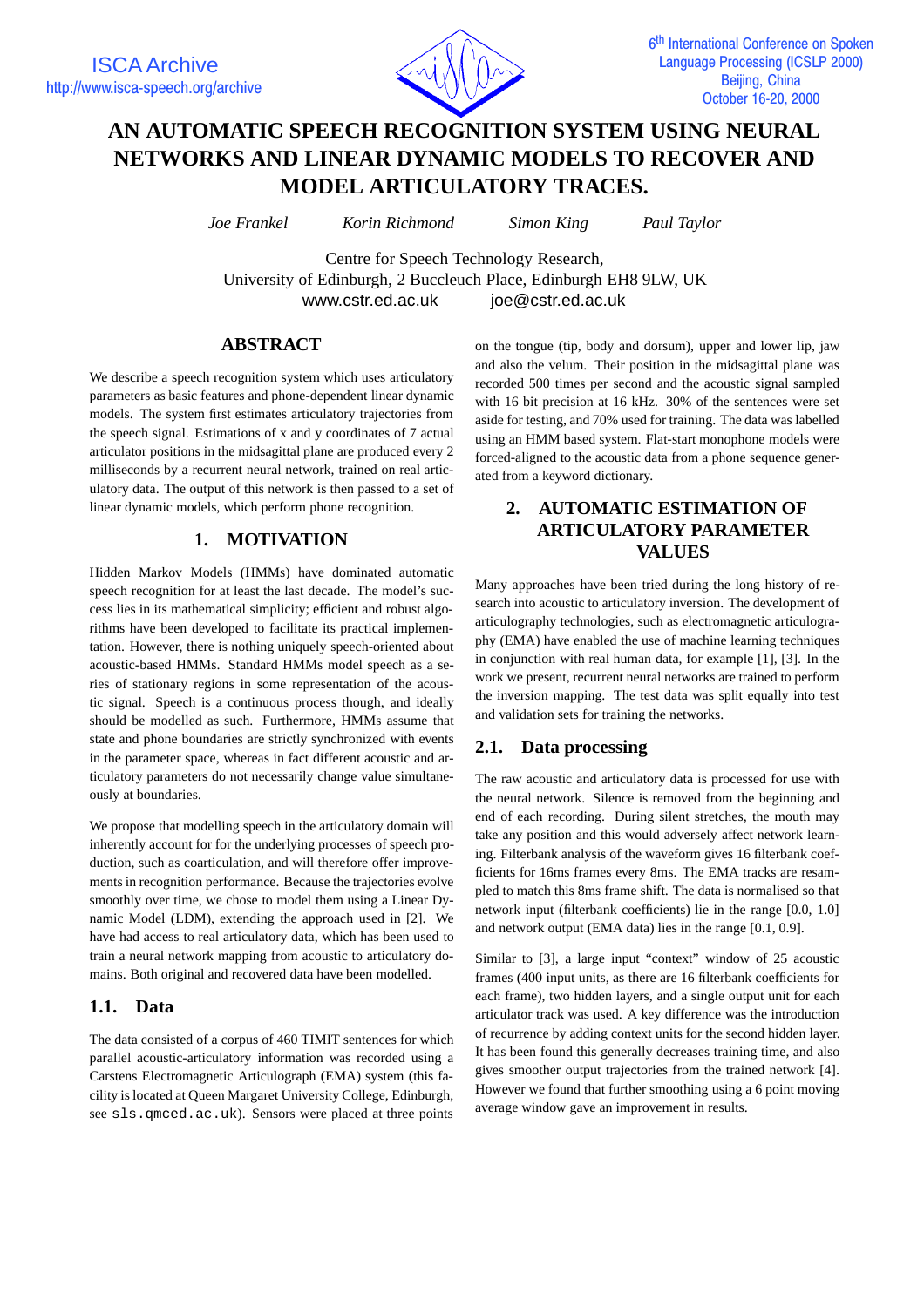# AN AUTOMATIC SPEECH RECOGNITION SYSTEM USING NEURAL NETWORKS AND LINEAR DYNAMIC MODELS TO RECOVER AND MODEL ARTICULATORY TRACES.

*Joe Frankel* *Korin Richmond* *Simon King* *Paul Taylor*

Centre for Speech Technology Research,
University of Edinburgh, 2 Buccleuch Place, Edinburgh EH8 9LW, UK
www.cstr.ed.ac.uk joe@cstr.ed.ac.uk

## ABSTRACT

We describe a speech recognition system which uses articulatory parameters as basic features and phone-dependent linear dynamic models. The system first estimates articulatory trajectories from the speech signal. Estimations of x and y coordinates of 7 actual articulator positions in the midsagittal plane are produced every 2 milliseconds by a recurrent neural network, trained on real articulatory data. The output of this network is then passed to a set of linear dynamic models, which perform phone recognition.

## 1. MOTIVATION

Hidden Markov Models (HMMs) have dominated automatic speech recognition for at least the last decade. The model's success lies in its mathematical simplicity; efficient and robust algorithms have been developed to facilitate its practical implementation. However, there is nothing uniquely speech-oriented about acoustic-based HMMs. Standard HMMs model speech as a series of stationary regions in some representation of the acoustic signal. Speech is a continuous process though, and ideally should be modelled as such. Furthermore, HMMs assume that state and phone boundaries are strictly synchronized with events in the parameter space, whereas in fact different acoustic and articulatory parameters do not necessarily change value simultaneously at boundaries.

We propose that modelling speech in the articulatory domain will inherently account for for the underlying processes of speech production, such as coarticulation, and will therefore offer improvements in recognition performance. Because the trajectories evolve smoothly over time, we chose to model them using a Linear Dynamic Model (LDM), extending the approach used in [2]. We have had access to real articulatory data, which has been used to train a neural network mapping from acoustic to articulatory domains. Both original and recovered data have been modelled.

### 1.1. Data

The data consisted of a corpus of 460 TIMIT sentences for which parallel acoustic-articulatory information was recorded using a Carstens Electromagnetic Articulograph (EMA) system (this facility is located at Queen Margaret University College, Edinburgh, see `sls.qmced.ac.uk`). Sensors were placed at three points on the tongue (tip, body and dorsum), upper and lower lip, jaw and also the velum. Their position in the midsagittal plane was recorded 500 times per second and the acoustic signal sampled with 16 bit precision at 16 kHz. 30% of the sentences were set aside for testing, and 70% used for training. The data was labelled using an HMM based system. Flat-start monophone models were forced-aligned to the acoustic data from a phone sequence generated from a keyword dictionary.

## 2. AUTOMATIC ESTIMATION OF ARTICULATORY PARAMETER VALUES

Many approaches have been tried during the long history of research into acoustic to articulatory inversion. The development of articulography technologies, such as electromagnetic articulography (EMA) have enabled the use of machine learning techniques in conjunction with real human data, for example [1], [3]. In the work we present, recurrent neural networks are trained to perform the inversion mapping. The test data was split equally into test and validation sets for training the networks.

### 2.1. Data processing

The raw acoustic and articulatory data is processed for use with the neural network. Silence is removed from the beginning and end of each recording. During silent stretches, the mouth may take any position and this would adversely affect network learning. Filterbank analysis of the waveform gives 16 filterbank coefficients for 16ms frames every 8ms. The EMA tracks are resampled to match this 8ms frame shift. The data is normalised so that network input (filterbank coefficients) lie in the range [0.0, 1.0] and network output (EMA data) lies in the range [0.1, 0.9].

Similar to [3], a large input "context" window of 25 acoustic frames (400 input units, as there are 16 filterbank coefficients for each frame), two hidden layers, and a single output unit for each articulator track was used. A key difference was the introduction of recurrence by adding context units for the second hidden layer. It has been found this generally decreases training time, and also gives smoother output trajectories from the trained network [4]. However we found that further smoothing using a 6 point moving average window gave an improvement in results.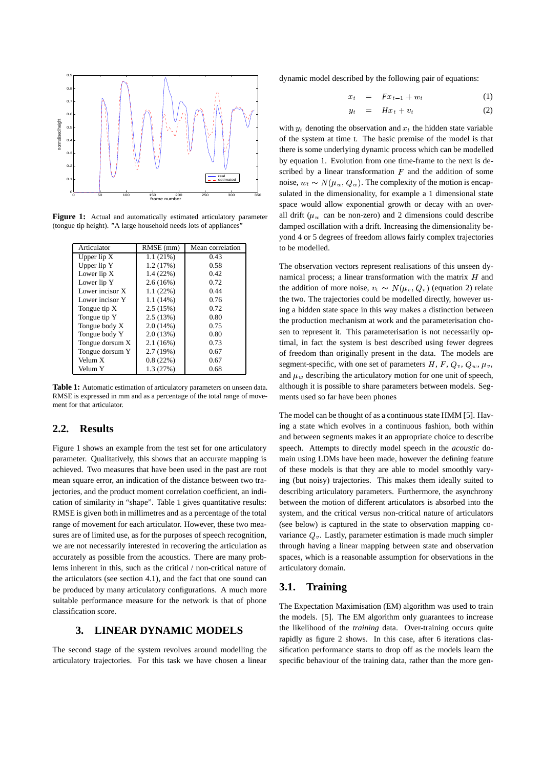**Figure 1:** Actual and automatically estimated articulatory parameter (tongue tip height). "A large household needs lots of appliances"

| Articulator | RMSE (mm) | Mean correlation |
|---|---|---|
| Upper lip X | 1.1 (21%) | 0.43 |
| Upper lip Y | 1.2 (17%) | 0.58 |
| Lower lip X | 1.4 (22%) | 0.42 |
| Lower lip Y | 2.6 (16%) | 0.72 |
| Lower incisor X | 1.1 (22%) | 0.44 |
| Lower incisor Y | 1.1 (14%) | 0.76 |
| Tongue tip X | 2.5 (15%) | 0.72 |
| Tongue tip Y | 2.5 (13%) | 0.80 |
| Tongue body X | 2.0 (14%) | 0.75 |
| Tongue body Y | 2.0 (13%) | 0.80 |
| Tongue dorsum X | 2.1 (16%) | 0.73 |
| Tongue dorsum Y | 2.7 (19%) | 0.67 |
| Velum X | 0.8 (22%) | 0.67 |
| Velum Y | 1.3 (27%) | 0.68 |

**Table 1:** Automatic estimation of articulatory parameters on unseen data. RMSE is expressed in mm and as a percentage of the total range of movement for that articulator.

## 2.2. Results

Figure 1 shows an example from the test set for one articulatory parameter. Qualitatively, this shows that an accurate mapping is achieved. Two measures that have been used in the past are root mean square error, an indication of the distance between two trajectories, and the product moment correlation coefficient, an indication of similarity in "shape". Table 1 gives quantitative results: RMSE is given both in millimetres and as a percentage of the total range of movement for each articulator. However, these two measures are of limited use, as for the purposes of speech recognition, we are not necessarily interested in recovering the articulation as accurately as possible from the acoustics. There are many problems inherent in this, such as the critical / non-critical nature of the articulators (see section 4.1), and the fact that one sound can be produced by many articulatory configurations. A much more suitable performance measure for the network is that of phone classification score.

# 3. LINEAR DYNAMIC MODELS

The second stage of the system revolves around modelling the articulatory trajectories. For this task we have chosen a linear dynamic model described by the following pair of equations:

$$x_t = Fx_{t-1} + w_t \qquad (1)$$

$$y_t = Hx_t + v_t \qquad (2)$$

with $y_t$ denoting the observation and $x_t$ the hidden state variable of the system at time t. The basic premise of the model is that there is some underlying dynamic process which can be modelled by equation 1. Evolution from one time-frame to the next is described by a linear transformation $F$ and the addition of some noise, $w_t \sim N(\mu_w, Q_w)$. The complexity of the motion is encapsulated in the dimensionality, for example a 1 dimensional state space would allow exponential growth or decay with an overall drift ($\mu_w$ can be non-zero) and 2 dimensions could describe damped oscillation with a drift. Increasing the dimensionality beyond 4 or 5 degrees of freedom allows fairly complex trajectories to be modelled.

The observation vectors represent realisations of this unseen dynamical process; a linear transformation with the matrix $H$ and the addition of more noise, $v_t \sim N(\mu_v, Q_v)$ (equation 2) relate the two. The trajectories could be modelled directly, however using a hidden state space in this way makes a distinction between the production mechanism at work and the parameterisation chosen to represent it. This parameterisation is not necessarily optimal, in fact the system is best described using fewer degrees of freedom than originally present in the data. The models are segment-specific, with one set of parameters $H$, $F$, $Q_v$, $Q_w$, $\mu_v$, and $\mu_w$ describing the articulatory motion for one unit of speech, although it is possible to share parameters between models. Segments used so far have been phones

The model can be thought of as a continuous state HMM [5]. Having a state which evolves in a continuous fashion, both within and between segments makes it an appropriate choice to describe speech. Attempts to directly model speech in the *acoustic* domain using LDMs have been made, however the defining feature of these models is that they are able to model smoothly varying (but noisy) trajectories. This makes them ideally suited to describing articulatory parameters. Furthermore, the asynchrony between the motion of different articulators is absorbed into the system, and the critical versus non-critical nature of articulators (see below) is captured in the state to observation mapping covariance $Q_v$. Lastly, parameter estimation is made much simpler through having a linear mapping between state and observation spaces, which is a reasonable assumption for observations in the articulatory domain.

## 3.1. Training

The Expectation Maximisation (EM) algorithm was used to train the models. [5]. The EM algorithm only guarantees to increase the likelihood of the *training* data. Over-training occurs quite rapidly as figure 2 shows. In this case, after 6 iterations classification performance starts to drop off as the models learn the specific behaviour of the training data, rather than the more gen-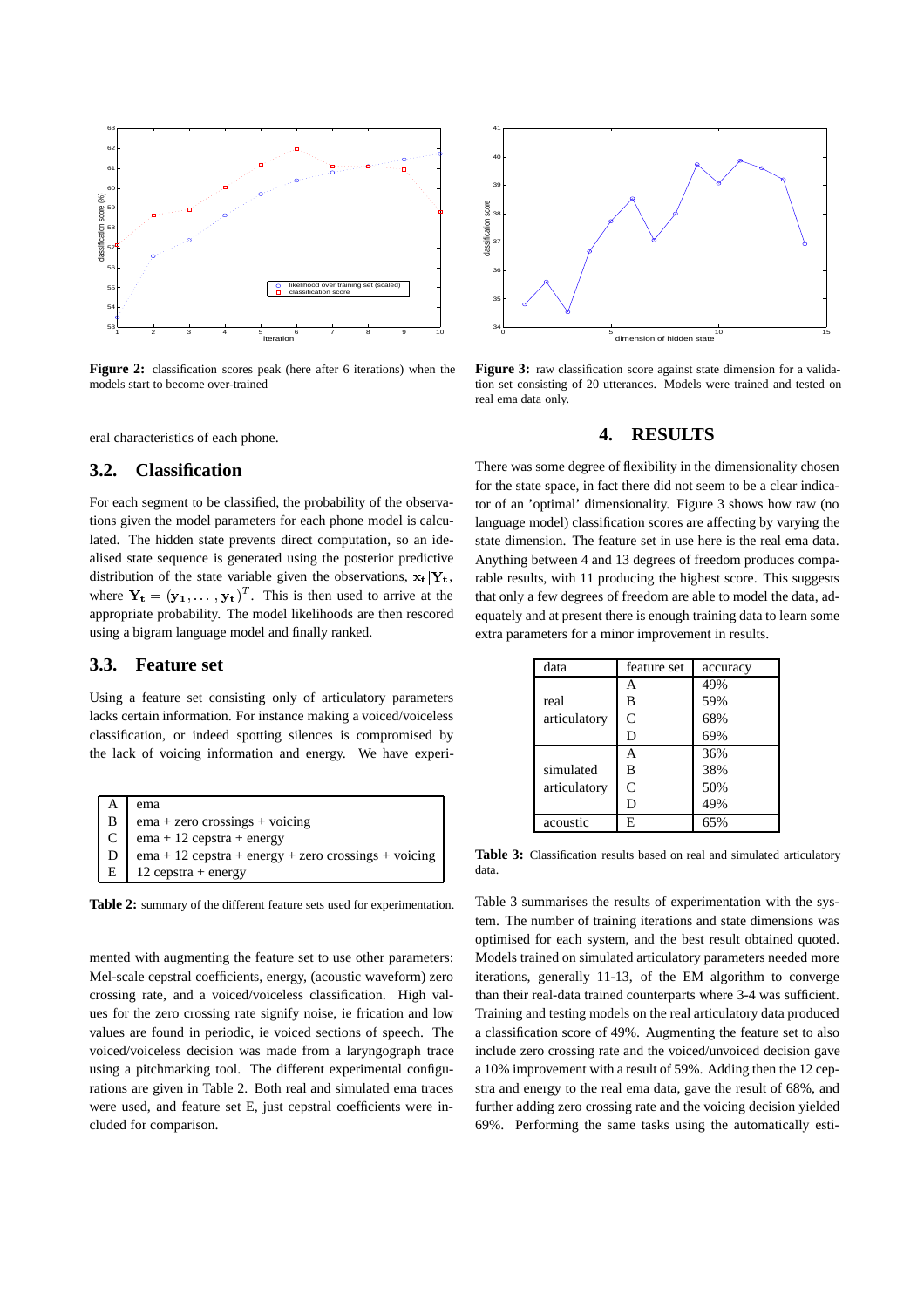**Figure 2:** classification scores peak (here after 6 iterations) when the models start to become over-trained

**Figure 3:** raw classification score against state dimension for a validation set consisting of 20 utterances. Models were trained and tested on real ema data only.

eral characteristics of each phone.

## 3.2. Classification

For each segment to be classified, the probability of the observations given the model parameters for each phone model is calculated. The hidden state prevents direct computation, so an idealised state sequence is generated using the posterior predictive distribution of the state variable given the observations, $\mathbf{x_t}|\mathbf{Y_t}$, where $\mathbf{Y_t} = (\mathbf{y_1}, \ldots, \mathbf{y_t})^T$. This is then used to arrive at the appropriate probability. The model likelihoods are then rescored using a bigram language model and finally ranked.

## 3.3. Feature set

Using a feature set consisting only of articulatory parameters lacks certain information. For instance making a voiced/voiceless classification, or indeed spotting silences is compromised by the lack of voicing information and energy. We have experimented with augmenting the feature set to use other parameters: Mel-scale cepstral coefficients, energy, (acoustic waveform) zero crossing rate, and a voiced/voiceless classification. High values for the zero crossing rate signify noise, ie frication and low values are found in periodic, ie voiced sections of speech. The voiced/voiceless decision was made from a laryngograph trace using a pitchmarking tool. The different experimental configurations are given in Table 2. Both real and simulated ema traces were used, and feature set E, just cepstral coefficients were included for comparison.

| | |
|---|---|
| A | ema |
| B | ema + zero crossings + voicing |
| C | ema + 12 cepstra + energy |
| D | ema + 12 cepstra + energy + zero crossings + voicing |
| E | 12 cepstra + energy |

**Table 2:** summary of the different feature sets used for experimentation.

# 4. RESULTS

There was some degree of flexibility in the dimensionality chosen for the state space, in fact there did not seem to be a clear indicator of an 'optimal' dimensionality. Figure 3 shows how raw (no language model) classification scores are affecting by varying the state dimension. The feature set in use here is the real ema data. Anything between 4 and 13 degrees of freedom produces comparable results, with 11 producing the highest score. This suggests that only a few degrees of freedom are able to model the data, adequately and at present there is enough training data to learn some extra parameters for a minor improvement in results.

| data | feature set | accuracy |
|---|---|---|
| real articulatory | A | 49% |
| | B | 59% |
| | C | 68% |
| | D | 69% |
| simulated articulatory | A | 36% |
| | B | 38% |
| | C | 50% |
| | D | 49% |
| acoustic | E | 65% |

**Table 3:** Classification results based on real and simulated articulatory data.

Table 3 summarises the results of experimentation with the system. The number of training iterations and state dimensions was optimised for each system, and the best result obtained quoted. Models trained on simulated articulatory parameters needed more iterations, generally 11-13, of the EM algorithm to converge than their real-data trained counterparts where 3-4 was sufficient. Training and testing models on the real articulatory data produced a classification score of 49%. Augmenting the feature set to also include zero crossing rate and the voiced/unvoiced decision gave a 10% improvement with a result of 59%. Adding then the 12 cepstra and energy to the real ema data, gave the result of 68%, and further adding zero crossing rate and the voicing decision yielded 69%. Performing the same tasks using the automatically esti-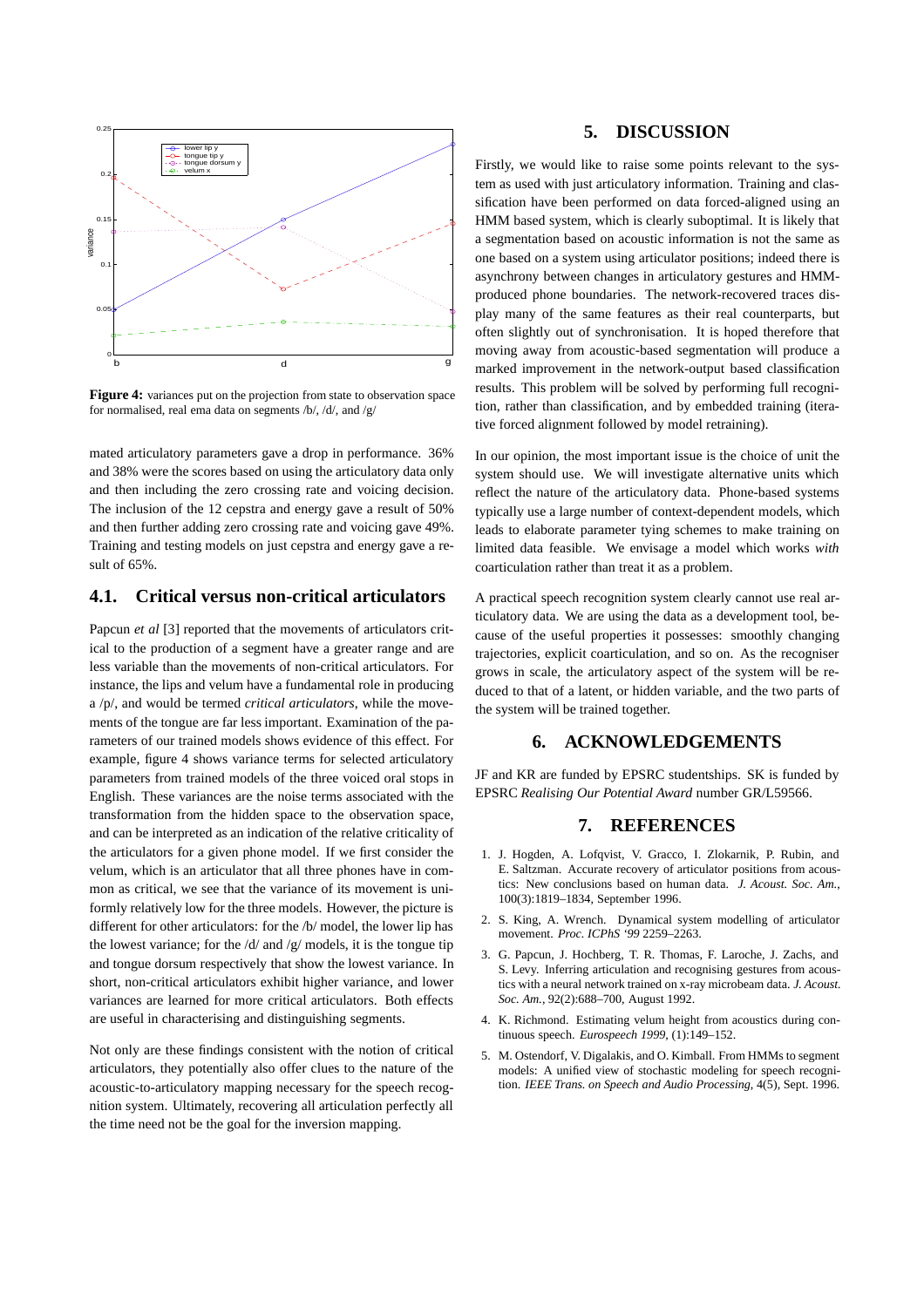0.25

0.2

0.15

0.1

0.05

0

variance

b

d

g

lower lip y
tongue tip y
tongue dorsum y
velum x

**Figure 4:** variances put on the projection from state to observation space for normalised, real ema data on segments /b/, /d/, and /g/

mated articulatory parameters gave a drop in performance. 36% and 38% were the scores based on using the articulatory data only and then including the zero crossing rate and voicing decision. The inclusion of the 12 cepstra and energy gave a result of 50% and then further adding zero crossing rate and voicing gave 49%. Training and testing models on just cepstra and energy gave a result of 65%.

## 4.1. Critical versus non-critical articulators

Papcun *et al* [3] reported that the movements of articulators critical to the production of a segment have a greater range and are less variable than the movements of non-critical articulators. For instance, the lips and velum have a fundamental role in producing a /p/, and would be termed *critical articulators*, while the movements of the tongue are far less important. Examination of the parameters of our trained models shows evidence of this effect. For example, figure 4 shows variance terms for selected articulatory parameters from trained models of the three voiced oral stops in English. These variances are the noise terms associated with the transformation from the hidden space to the observation space, and can be interpreted as an indication of the relative criticality of the articulators for a given phone model. If we first consider the velum, which is an articulator that all three phones have in common as critical, we see that the variance of its movement is uniformly relatively low for the three models. However, the picture is different for other articulators: for the /b/ model, the lower lip has the lowest variance; for the /d/ and /g/ models, it is the tongue tip and tongue dorsum respectively that show the lowest variance. In short, non-critical articulators exhibit higher variance, and lower variances are learned for more critical articulators. Both effects are useful in characterising and distinguishing segments.

Not only are these findings consistent with the notion of critical articulators, they potentially also offer clues to the nature of the acoustic-to-articulatory mapping necessary for the speech recognition system. Ultimately, recovering all articulation perfectly all the time need not be the goal for the inversion mapping.

# 5. DISCUSSION

Firstly, we would like to raise some points relevant to the system as used with just articulatory information. Training and classification have been performed on data forced-aligned using an HMM based system, which is clearly suboptimal. It is likely that a segmentation based on acoustic information is not the same as one based on a system using articulator positions; indeed there is asynchrony between changes in articulatory gestures and HMM-produced phone boundaries. The network-recovered traces display many of the same features as their real counterparts, but often slightly out of synchronisation. It is hoped therefore that moving away from acoustic-based segmentation will produce a marked improvement in the network-output based classification results. This problem will be solved by performing full recognition, rather than classification, and by embedded training (iterative forced alignment followed by model retraining).

In our opinion, the most important issue is the choice of unit the system should use. We will investigate alternative units which reflect the nature of the articulatory data. Phone-based systems typically use a large number of context-dependent models, which leads to elaborate parameter tying schemes to make training on limited data feasible. We envisage a model which works *with* coarticulation rather than treat it as a problem.

A practical speech recognition system clearly cannot use real articulatory data. We are using the data as a development tool, because of the useful properties it possesses: smoothly changing trajectories, explicit coarticulation, and so on. As the recogniser grows in scale, the articulatory aspect of the system will be reduced to that of a latent, or hidden variable, and the two parts of the system will be trained together.

# 6. ACKNOWLEDGEMENTS

JF and KR are funded by EPSRC studentships. SK is funded by EPSRC *Realising Our Potential Award* number GR/L59566.

# 7. REFERENCES

1. J. Hogden, A. Lofqvist, V. Gracco, I. Zlokarnik, P. Rubin, and E. Saltzman. Accurate recovery of articulator positions from acoustics: New conclusions based on human data. *J. Acoust. Soc. Am.*, 100(3):1819–1834, September 1996.
2. S. King, A. Wrench. Dynamical system modelling of articulator movement. *Proc. ICPhS '99* 2259–2263.
3. G. Papcun, J. Hochberg, T. R. Thomas, F. Laroche, J. Zachs, and S. Levy. Inferring articulation and recognising gestures from acoustics with a neural network trained on x-ray microbeam data. *J. Acoust. Soc. Am.*, 92(2):688–700, August 1992.
4. K. Richmond. Estimating velum height from acoustics during continuous speech. *Eurospeech 1999*, (1):149–152.
5. M. Ostendorf, V. Digalakis, and O. Kimball. From HMMs to segment models: A unified view of stochastic modeling for speech recognition. *IEEE Trans. on Speech and Audio Processing*, 4(5), Sept. 1996.